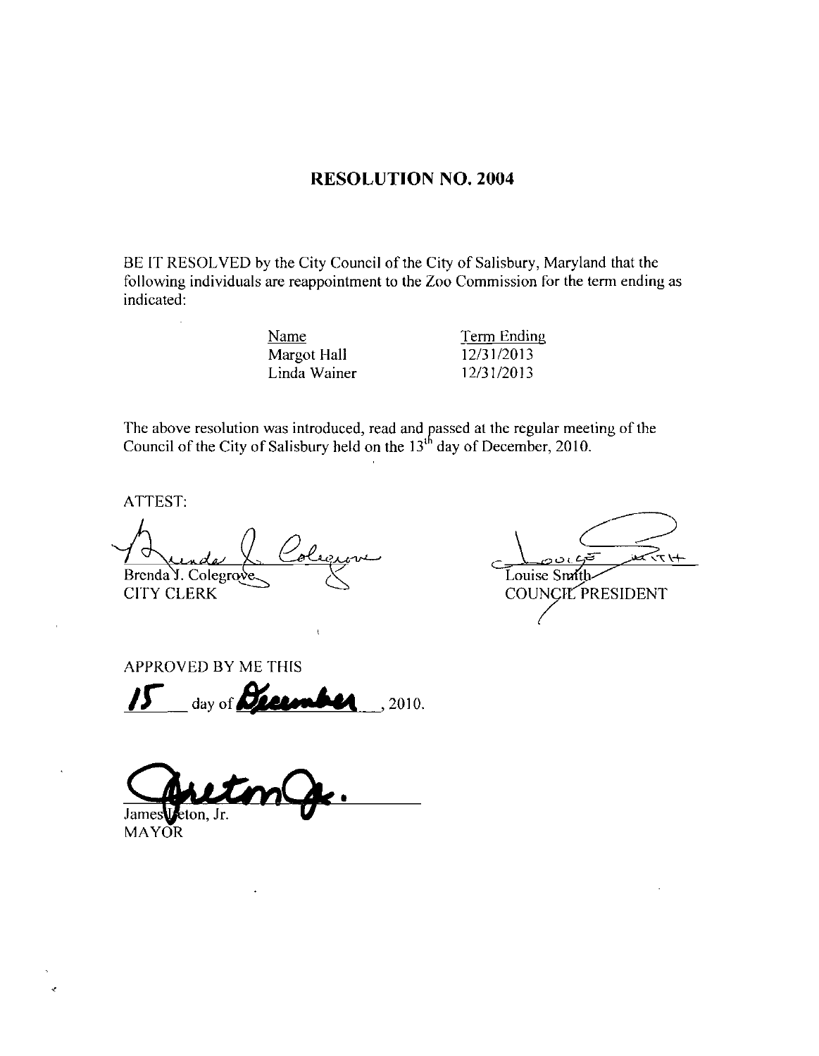# RESOLUTION NO. 2004

BE IT RESOLVED by the City Council of the City of Salisbury, Maryland that the following individuals are reappointment to the Zoo Commission for the term ending as indicated:

| Name | Term Ending |
|---|---|
| Margot Hall | 12/31/2013 |
| Linda Wainer | 12/31/2013 |

The above resolution was introduced, read and passed at the regular meeting of the Council of the City of Salisbury held on the 13th day of December, 2010.

ATTEST:

Brenda J. Colegrove
CITY CLERK

Louise Smith
COUNCIL PRESIDENT

APPROVED BY ME THIS

15 day of December, 2010.

James Ireton, Jr.
MAYOR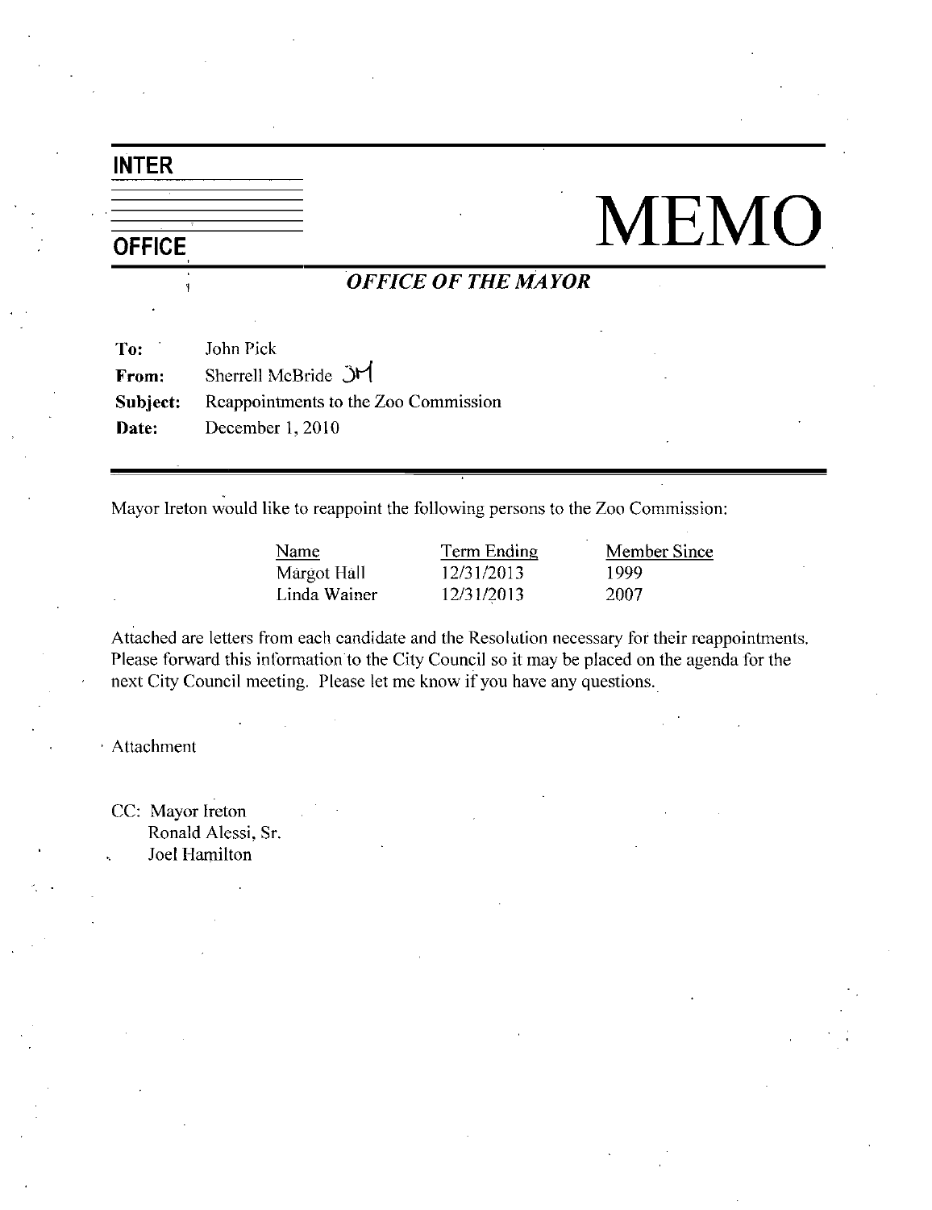**INTER OFFICE**

# MEMO

***OFFICE OF THE MAYOR***

**To:** John Pick
**From:** Sherrell McBride SM
**Subject:** Reappointments to the Zoo Commission
**Date:** December 1, 2010

---

Mayor Ireton would like to reappoint the following persons to the Zoo Commission:

| Name | Term Ending | Member Since |
|---|---|---|
| Margot Hall | 12/31/2013 | 1999 |
| Linda Wainer | 12/31/2013 | 2007 |

Attached are letters from each candidate and the Resolution necessary for their reappointments. Please forward this information to the City Council so it may be placed on the agenda for the next City Council meeting. Please let me know if you have any questions.

Attachment

CC: Mayor Ireton
Ronald Alessi, Sr.
Joel Hamilton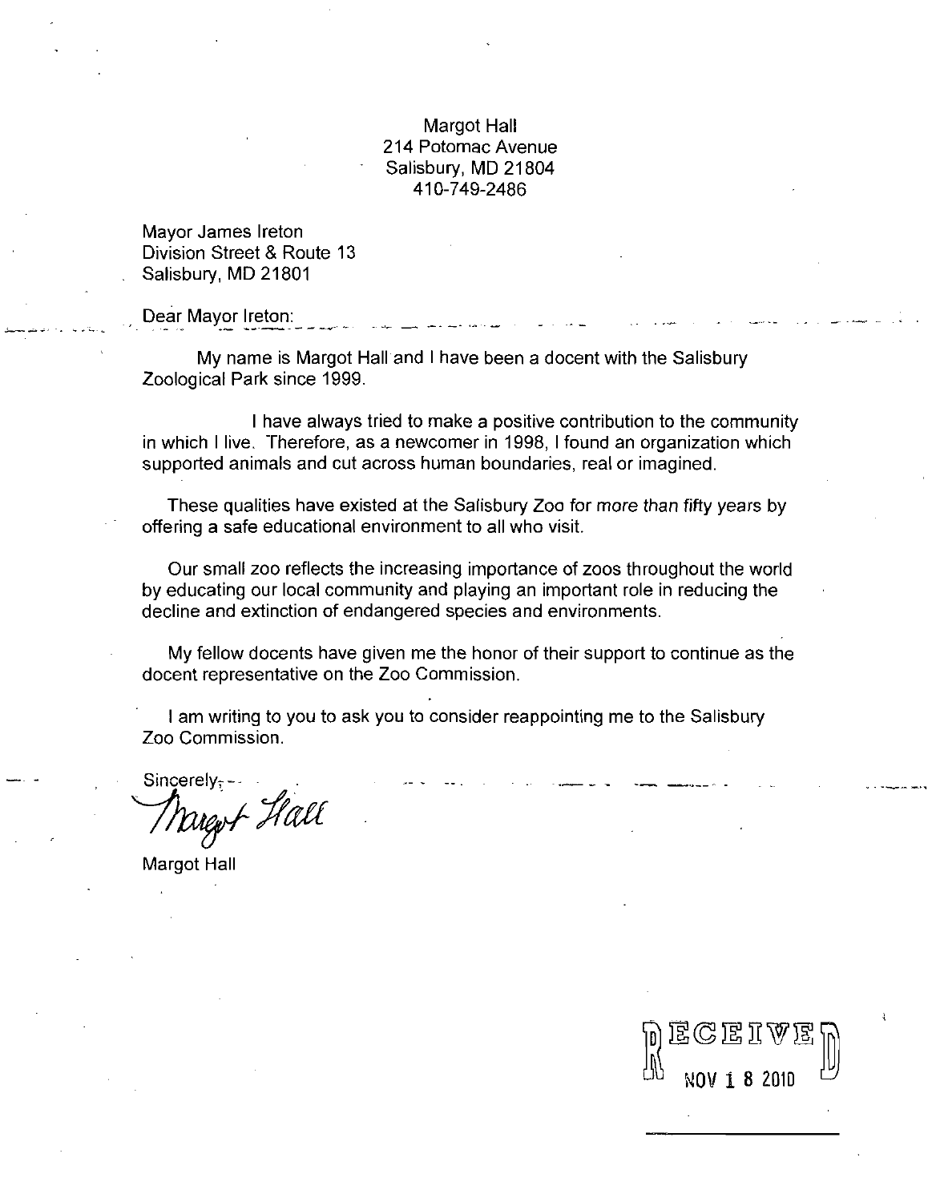Margot Hall
214 Potomac Avenue
Salisbury, MD 21804
410-749-2486

Mayor James Ireton
Division Street & Route 13
Salisbury, MD 21801

Dear Mayor Ireton:

My name is Margot Hall and I have been a docent with the Salisbury Zoological Park since 1999.

I have always tried to make a positive contribution to the community in which I live. Therefore, as a newcomer in 1998, I found an organization which supported animals and cut across human boundaries, real or imagined.

These qualities have existed at the Salisbury Zoo for *more than fifty years* by offering a safe educational environment to all who visit.

Our small zoo reflects the increasing importance of zoos throughout the world by educating our local community and playing an important role in reducing the decline and extinction of endangered species and environments.

My fellow docents have given me the honor of their support to continue as the docent representative on the Zoo Commission.

I am writing to you to ask you to consider reappointing me to the Salisbury Zoo Commission.

Sincerely,

Margot Hall

Margot Hall

RECEIVED
NOV 18 2010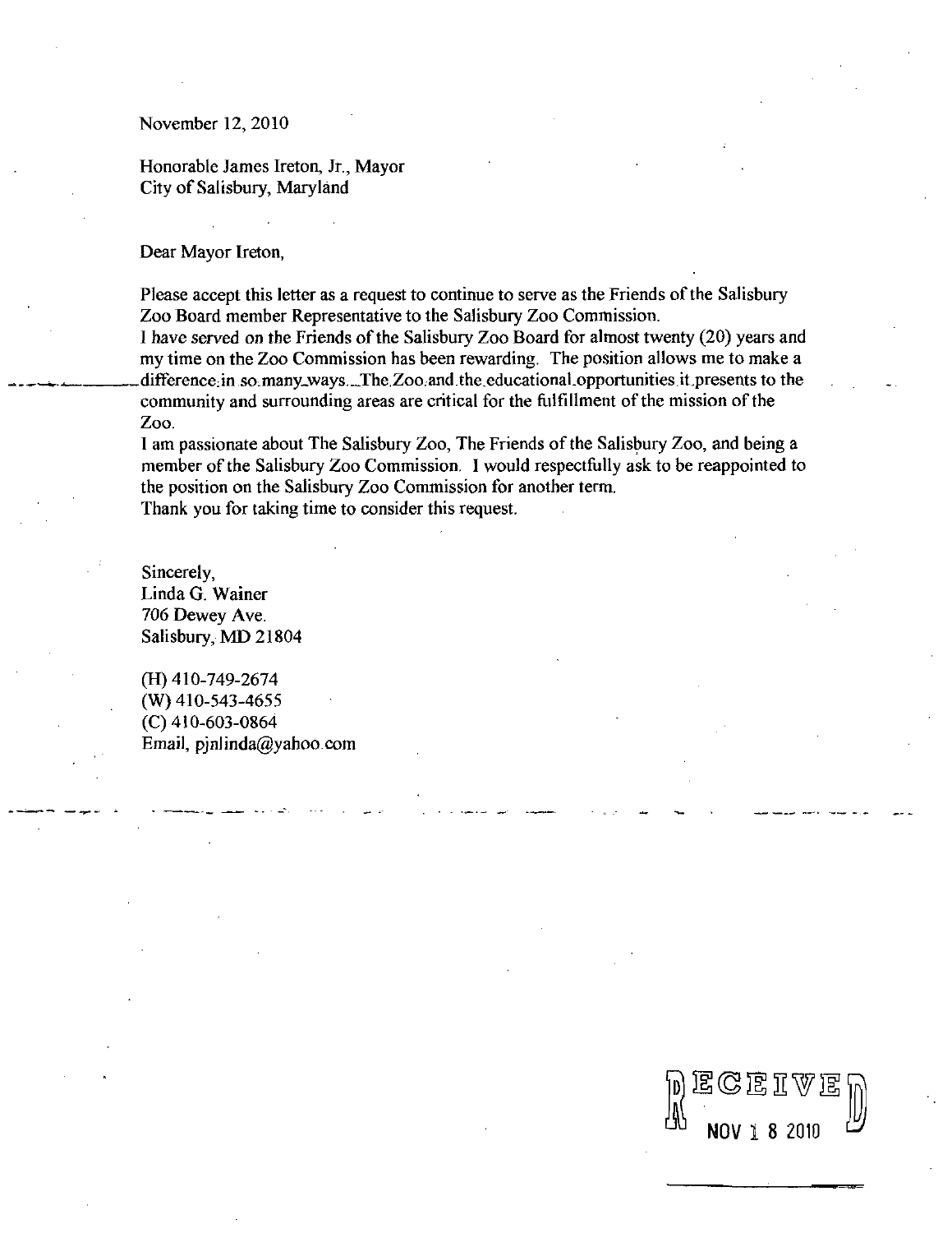November 12, 2010

Honorable James Ireton, Jr., Mayor
City of Salisbury, Maryland

Dear Mayor Ireton,

Please accept this letter as a request to continue to serve as the Friends of the Salisbury Zoo Board member Representative to the Salisbury Zoo Commission.

I have served on the Friends of the Salisbury Zoo Board for almost twenty (20) years and my time on the Zoo Commission has been rewarding. The position allows me to make a difference in so many ways. The Zoo and the educational opportunities it presents to the community and surrounding areas are critical for the fulfillment of the mission of the Zoo.

I am passionate about The Salisbury Zoo, The Friends of the Salisbury Zoo, and being a member of the Salisbury Zoo Commission. I would respectfully ask to be reappointed to the position on the Salisbury Zoo Commission for another term.

Thank you for taking time to consider this request.

Sincerely,
Linda G. Wainer
706 Dewey Ave.
Salisbury, MD 21804

(H) 410-749-2674
(W) 410-543-4655
(C) 410-603-0864
Email, pjnlinda@yahoo.com

RECEIVED
NOV 18 2010